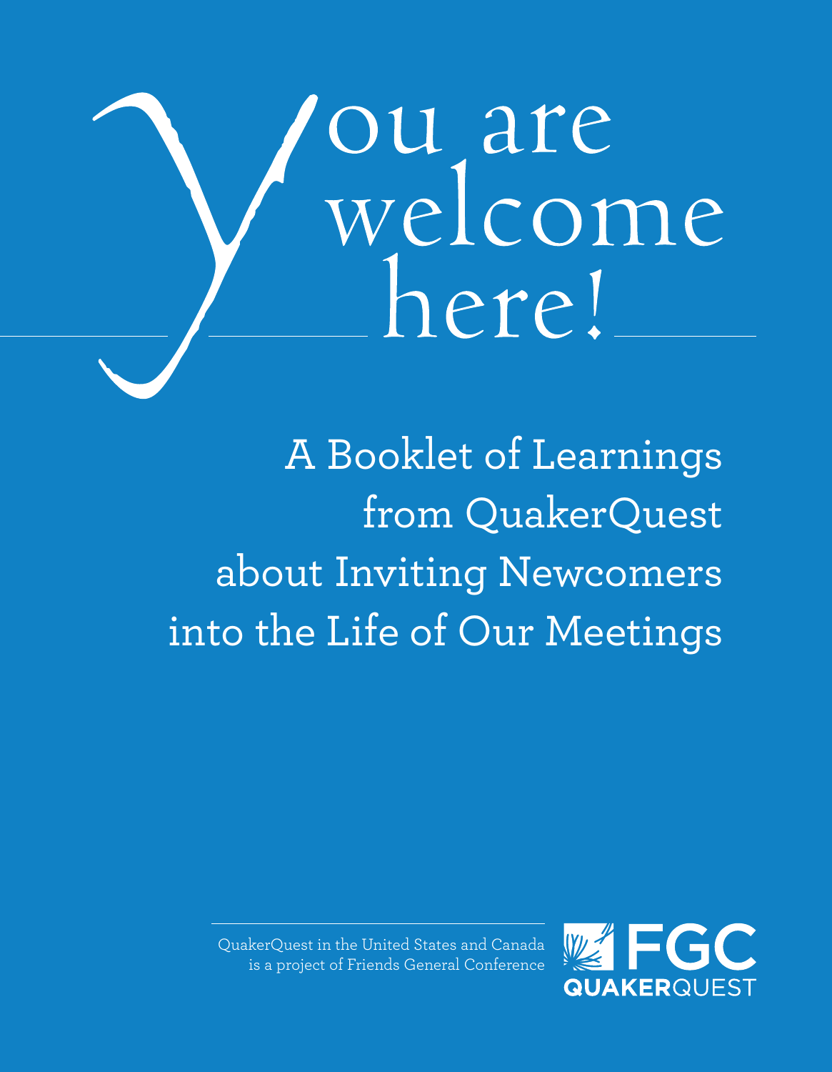# You are welcome here!

## A Booklet of Learnings from QuakerQuest about Inviting Newcomers into the Life of Our Meetings

QuakerQuest in the United States and Canada is a project of Friends General Conference

FGC QUAKERQUEST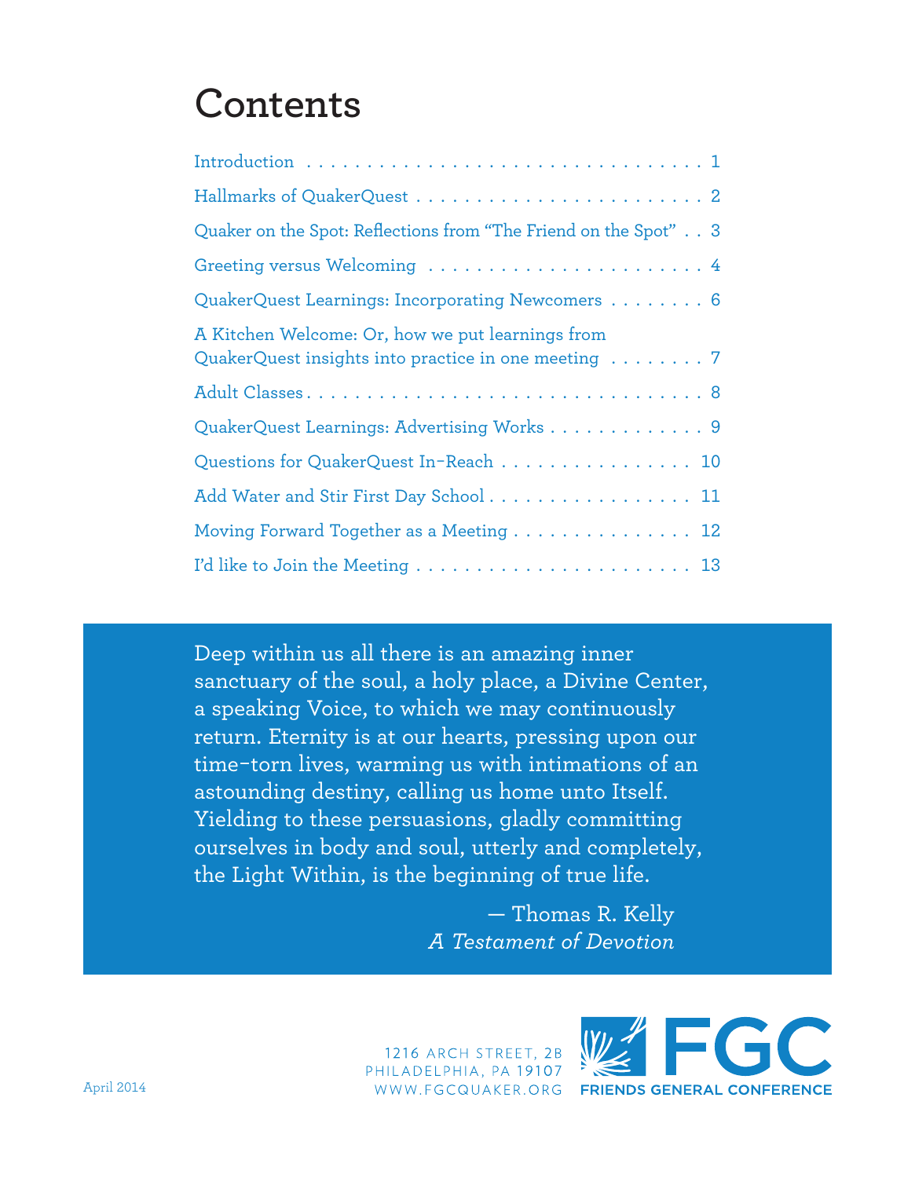# Contents

| | |
|---|---|
| Introduction | 1 |
| Hallmarks of QuakerQuest | 2 |
| Quaker on the Spot: Reflections from "The Friend on the Spot" | 3 |
| Greeting versus Welcoming | 4 |
| QuakerQuest Learnings: Incorporating Newcomers | 6 |
| A Kitchen Welcome: Or, how we put learnings from QuakerQuest insights into practice in one meeting | 7 |
| Adult Classes | 8 |
| QuakerQuest Learnings: Advertising Works | 9 |
| Questions for QuakerQuest In-Reach | 10 |
| Add Water and Stir First Day School | 11 |
| Moving Forward Together as a Meeting | 12 |
| I'd like to Join the Meeting | 13 |

Deep within us all there is an amazing inner sanctuary of the soul, a holy place, a Divine Center, a speaking Voice, to which we may continuously return. Eternity is at our hearts, pressing upon our time-torn lives, warming us with intimations of an astounding destiny, calling us home unto Itself. Yielding to these persuasions, gladly committing ourselves in body and soul, utterly and completely, the Light Within, is the beginning of true life.

— Thomas R. Kelly
*A Testament of Devotion*

April 2014

1216 ARCH STREET, 2B
PHILADELPHIA, PA 19107
WWW.FGCQUAKER.ORG

FGC
FRIENDS GENERAL CONFERENCE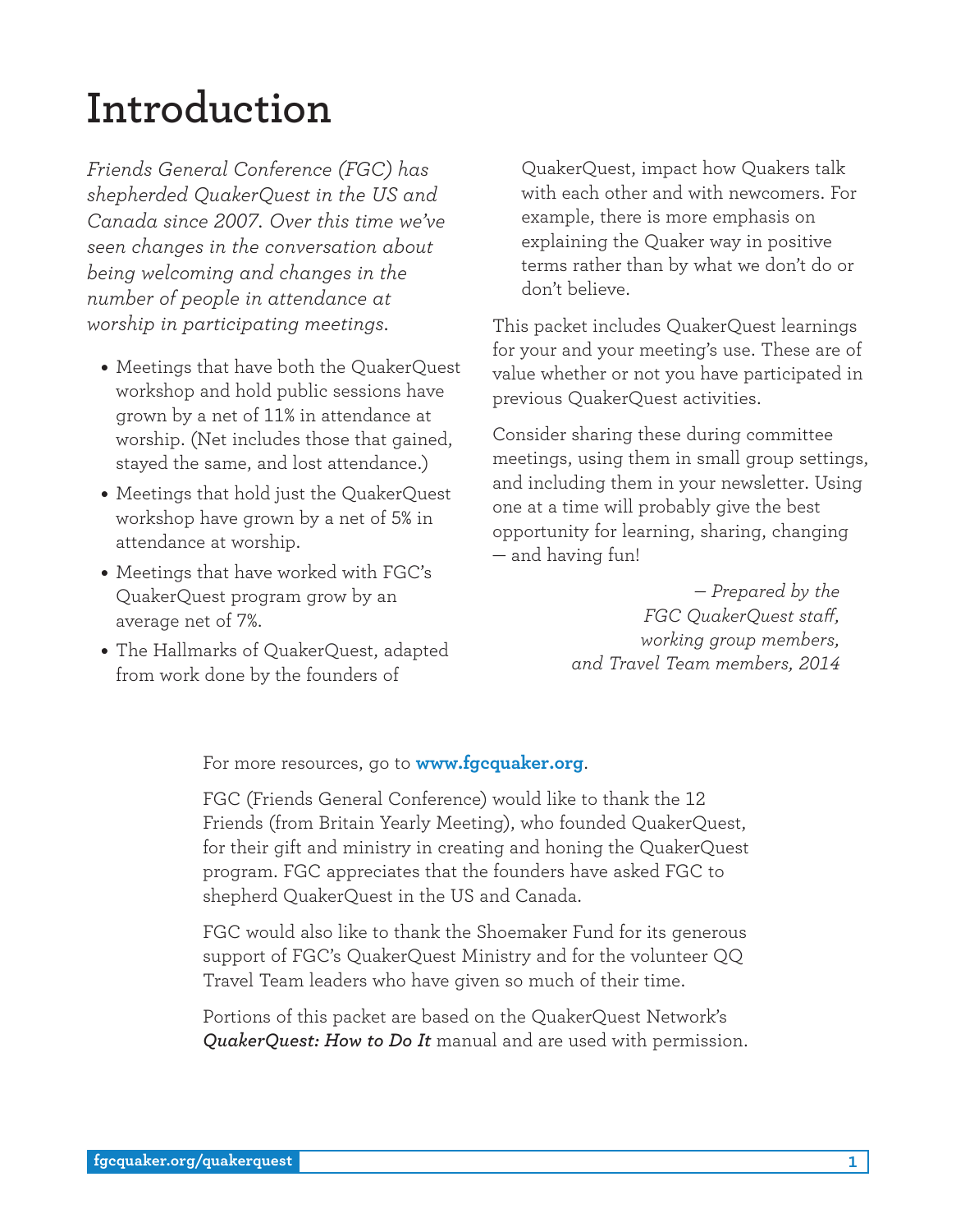# Introduction

*Friends General Conference (FGC) has shepherded QuakerQuest in the US and Canada since 2007. Over this time we've seen changes in the conversation about being welcoming and changes in the number of people in attendance at worship in participating meetings.*

- Meetings that have both the QuakerQuest workshop and hold public sessions have grown by a net of 11% in attendance at worship. (Net includes those that gained, stayed the same, and lost attendance.)
- Meetings that hold just the QuakerQuest workshop have grown by a net of 5% in attendance at worship.
- Meetings that have worked with FGC's QuakerQuest program grow by an average net of 7%.
- The Hallmarks of QuakerQuest, adapted from work done by the founders of QuakerQuest, impact how Quakers talk with each other and with newcomers. For example, there is more emphasis on explaining the Quaker way in positive terms rather than by what we don't do or don't believe.

This packet includes QuakerQuest learnings for your and your meeting's use. These are of value whether or not you have participated in previous QuakerQuest activities.

Consider sharing these during committee meetings, using them in small group settings, and including them in your newsletter. Using one at a time will probably give the best opportunity for learning, sharing, changing — and having fun!

*— Prepared by the FGC QuakerQuest staff, working group members, and Travel Team members, 2014*

For more resources, go to **www.fgcquaker.org**.

FGC (Friends General Conference) would like to thank the 12 Friends (from Britain Yearly Meeting), who founded QuakerQuest, for their gift and ministry in creating and honing the QuakerQuest program. FGC appreciates that the founders have asked FGC to shepherd QuakerQuest in the US and Canada.

FGC would also like to thank the Shoemaker Fund for its generous support of FGC's QuakerQuest Ministry and for the volunteer QQ Travel Team leaders who have given so much of their time.

Portions of this packet are based on the QuakerQuest Network's ***QuakerQuest: How to Do It*** manual and are used with permission.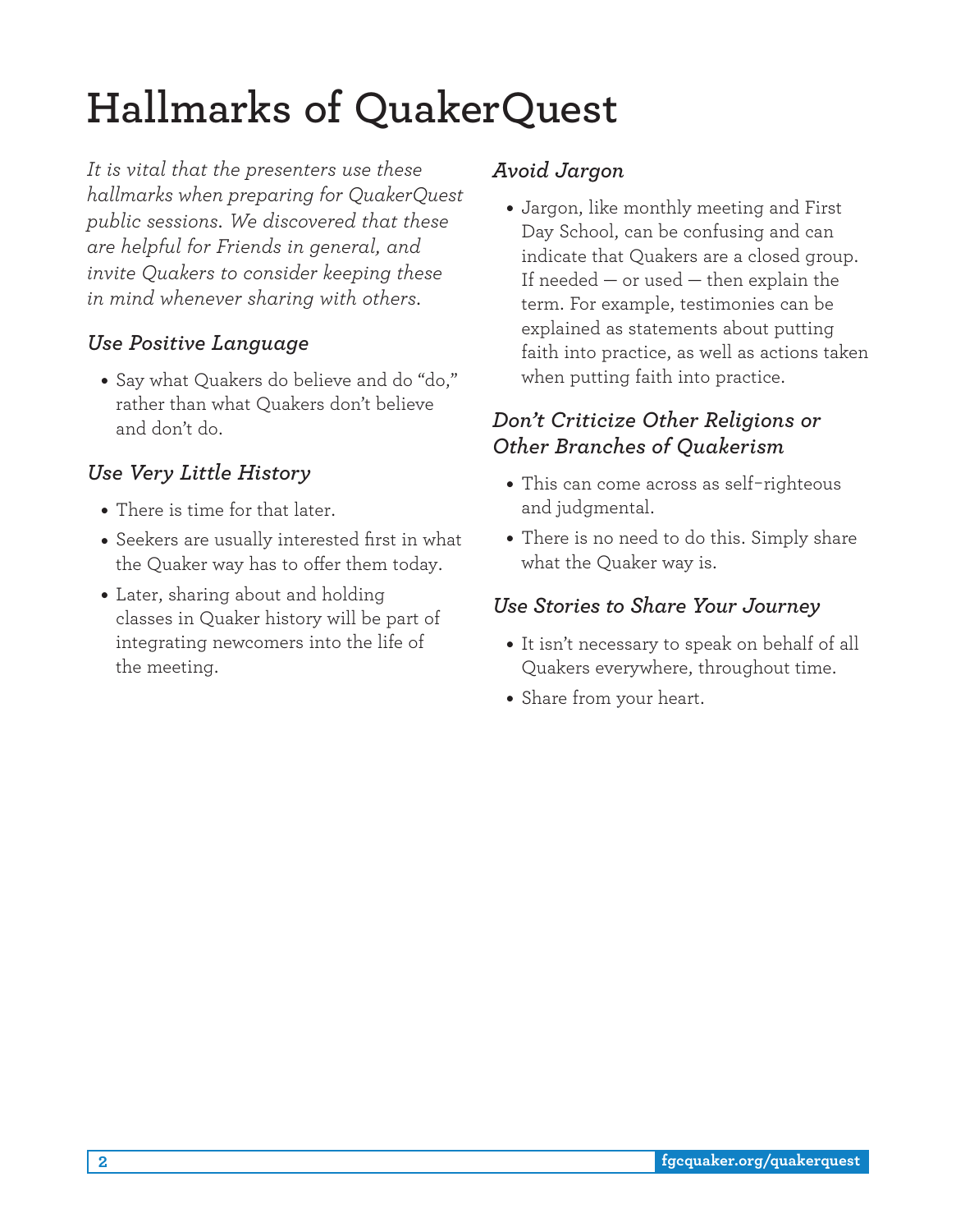# Hallmarks of QuakerQuest

*It is vital that the presenters use these hallmarks when preparing for QuakerQuest public sessions. We discovered that these are helpful for Friends in general, and invite Quakers to consider keeping these in mind whenever sharing with others.*

### *Use Positive Language*

- Say what Quakers do believe and do "do," rather than what Quakers don't believe and don't do.

### *Use Very Little History*

- There is time for that later.
- Seekers are usually interested first in what the Quaker way has to offer them today.
- Later, sharing about and holding classes in Quaker history will be part of integrating newcomers into the life of the meeting.

### *Avoid Jargon*

- Jargon, like monthly meeting and First Day School, can be confusing and can indicate that Quakers are a closed group. If needed — or used — then explain the term. For example, testimonies can be explained as statements about putting faith into practice, as well as actions taken when putting faith into practice.

### *Don't Criticize Other Religions or Other Branches of Quakerism*

- This can come across as self-righteous and judgmental.
- There is no need to do this. Simply share what the Quaker way is.

### *Use Stories to Share Your Journey*

- It isn't necessary to speak on behalf of all Quakers everywhere, throughout time.
- Share from your heart.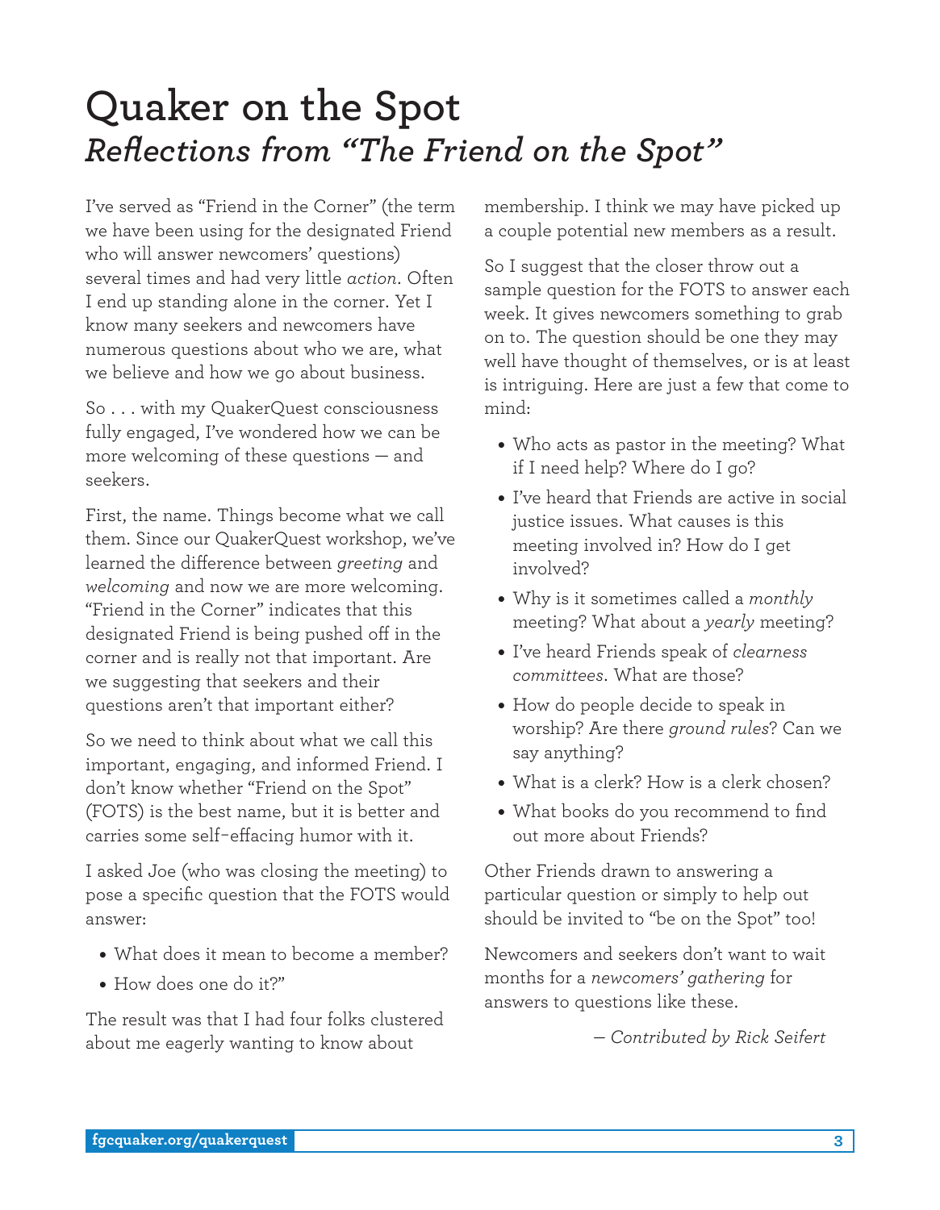# Quaker on the Spot

## *Reflections from "The Friend on the Spot"*

I've served as "Friend in the Corner" (the term we have been using for the designated Friend who will answer newcomers' questions) several times and had very little *action*. Often I end up standing alone in the corner. Yet I know many seekers and newcomers have numerous questions about who we are, what we believe and how we go about business.

So . . . with my QuakerQuest consciousness fully engaged, I've wondered how we can be more welcoming of these questions — and seekers.

First, the name. Things become what we call them. Since our QuakerQuest workshop, we've learned the difference between *greeting* and *welcoming* and now we are more welcoming. "Friend in the Corner" indicates that this designated Friend is being pushed off in the corner and is really not that important. Are we suggesting that seekers and their questions aren't that important either?

So we need to think about what we call this important, engaging, and informed Friend. I don't know whether "Friend on the Spot" (FOTS) is the best name, but it is better and carries some self-effacing humor with it.

I asked Joe (who was closing the meeting) to pose a specific question that the FOTS would answer:

- What does it mean to become a member?
- How does one do it?"

The result was that I had four folks clustered about me eagerly wanting to know about membership. I think we may have picked up a couple potential new members as a result.

So I suggest that the closer throw out a sample question for the FOTS to answer each week. It gives newcomers something to grab on to. The question should be one they may well have thought of themselves, or is at least is intriguing. Here are just a few that come to mind:

- Who acts as pastor in the meeting? What if I need help? Where do I go?
- I've heard that Friends are active in social justice issues. What causes is this meeting involved in? How do I get involved?
- Why is it sometimes called a *monthly* meeting? What about a *yearly* meeting?
- I've heard Friends speak of *clearness committees*. What are those?
- How do people decide to speak in worship? Are there *ground rules*? Can we say anything?
- What is a clerk? How is a clerk chosen?
- What books do you recommend to find out more about Friends?

Other Friends drawn to answering a particular question or simply to help out should be invited to "be on the Spot" too!

Newcomers and seekers don't want to wait months for a *newcomers' gathering* for answers to questions like these.

— *Contributed by Rick Seifert*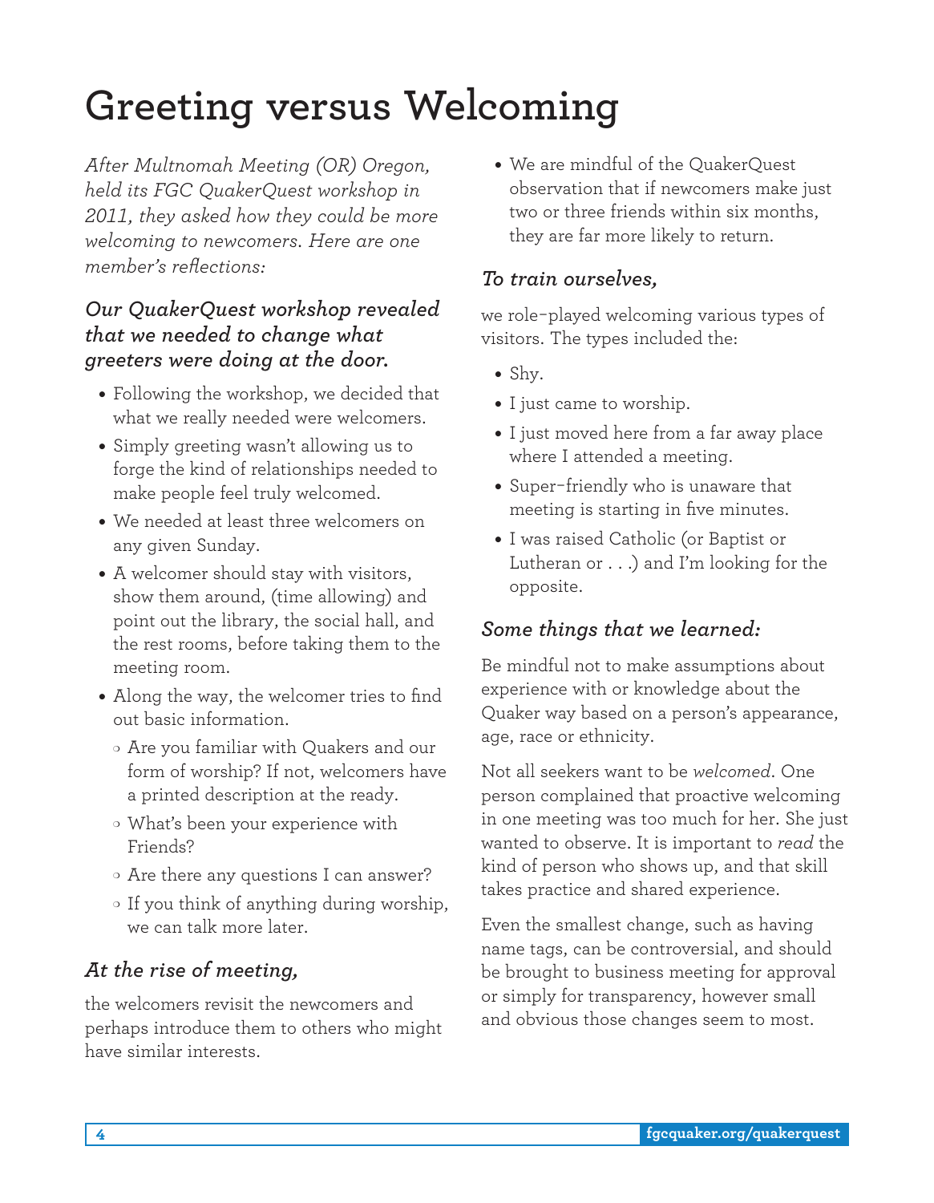# Greeting versus Welcoming

*After Multnomah Meeting (OR) Oregon, held its FGC QuakerQuest workshop in 2011, they asked how they could be more welcoming to newcomers. Here are one member's reflections:*

### *Our QuakerQuest workshop revealed that we needed to change what greeters were doing at the door.*

- Following the workshop, we decided that what we really needed were welcomers.
- Simply greeting wasn't allowing us to forge the kind of relationships needed to make people feel truly welcomed.
- We needed at least three welcomers on any given Sunday.
- A welcomer should stay with visitors, show them around, (time allowing) and point out the library, the social hall, and the rest rooms, before taking them to the meeting room.
- Along the way, the welcomer tries to find out basic information.
  - Are you familiar with Quakers and our form of worship? If not, welcomers have a printed description at the ready.
  - What's been your experience with Friends?
  - Are there any questions I can answer?
  - If you think of anything during worship, we can talk more later.

### *At the rise of meeting,*

the welcomers revisit the newcomers and perhaps introduce them to others who might have similar interests.

- We are mindful of the QuakerQuest observation that if newcomers make just two or three friends within six months, they are far more likely to return.

### *To train ourselves,*

we role-played welcoming various types of visitors. The types included the:

- Shy.
- I just came to worship.
- I just moved here from a far away place where I attended a meeting.
- Super-friendly who is unaware that meeting is starting in five minutes.
- I was raised Catholic (or Baptist or Lutheran or . . .) and I'm looking for the opposite.

### *Some things that we learned:*

Be mindful not to make assumptions about experience with or knowledge about the Quaker way based on a person's appearance, age, race or ethnicity.

Not all seekers want to be *welcomed*. One person complained that proactive welcoming in one meeting was too much for her. She just wanted to observe. It is important to *read* the kind of person who shows up, and that skill takes practice and shared experience.

Even the smallest change, such as having name tags, can be controversial, and should be brought to business meeting for approval or simply for transparency, however small and obvious those changes seem to most.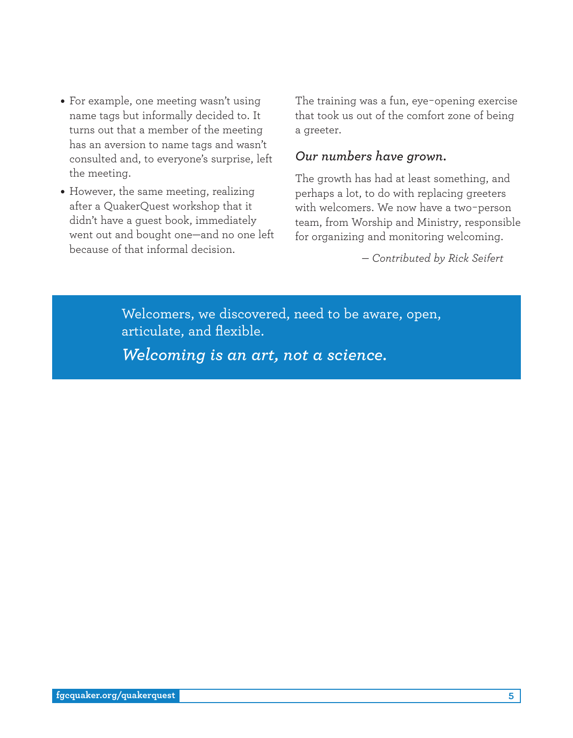- For example, one meeting wasn't using name tags but informally decided to. It turns out that a member of the meeting has an aversion to name tags and wasn't consulted and, to everyone's surprise, left the meeting.
- However, the same meeting, realizing after a QuakerQuest workshop that it didn't have a guest book, immediately went out and bought one—and no one left because of that informal decision.

The training was a fun, eye-opening exercise that took us out of the comfort zone of being a greeter.

### *Our numbers have grown.*

The growth has had at least something, and perhaps a lot, to do with replacing greeters with welcomers. We now have a two-person team, from Worship and Ministry, responsible for organizing and monitoring welcoming.

*— Contributed by Rick Seifert*

Welcomers, we discovered, need to be aware, open, articulate, and flexible.

***Welcoming is an art, not a science.***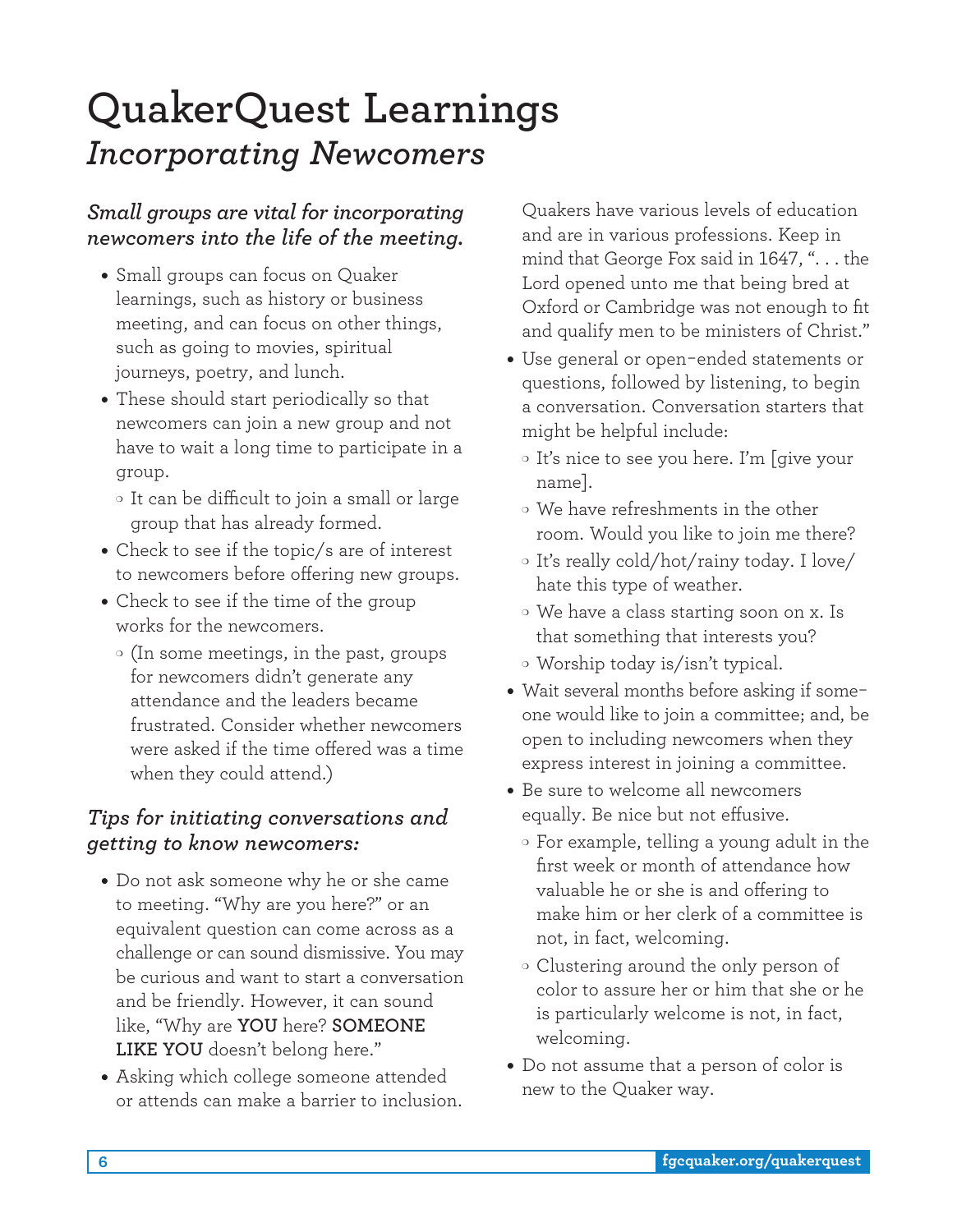# QuakerQuest Learnings

## *Incorporating Newcomers*

### *Small groups are vital for incorporating newcomers into the life of the meeting.*

- Small groups can focus on Quaker learnings, such as history or business meeting, and can focus on other things, such as going to movies, spiritual journeys, poetry, and lunch.
- These should start periodically so that newcomers can join a new group and not have to wait a long time to participate in a group.
  - It can be difficult to join a small or large group that has already formed.
- Check to see if the topic/s are of interest to newcomers before offering new groups.
- Check to see if the time of the group works for the newcomers.
  - (In some meetings, in the past, groups for newcomers didn't generate any attendance and the leaders became frustrated. Consider whether newcomers were asked if the time offered was a time when they could attend.)

### *Tips for initiating conversations and getting to know newcomers:*

- Do not ask someone why he or she came to meeting. "Why are you here?" or an equivalent question can come across as a challenge or can sound dismissive. You may be curious and want to start a conversation and be friendly. However, it can sound like, "Why are **YOU** here? **SOMEONE LIKE YOU** doesn't belong here."
- Asking which college someone attended or attends can make a barrier to inclusion. Quakers have various levels of education and are in various professions. Keep in mind that George Fox said in 1647, ". . . the Lord opened unto me that being bred at Oxford or Cambridge was not enough to fit and qualify men to be ministers of Christ."
- Use general or open-ended statements or questions, followed by listening, to begin a conversation. Conversation starters that might be helpful include:
  - It's nice to see you here. I'm [give your name].
  - We have refreshments in the other room. Would you like to join me there?
  - It's really cold/hot/rainy today. I love/hate this type of weather.
  - We have a class starting soon on x. Is that something that interests you?
  - Worship today is/isn't typical.
- Wait several months before asking if someone would like to join a committee; and, be open to including newcomers when they express interest in joining a committee.
- Be sure to welcome all newcomers equally. Be nice but not effusive.
  - For example, telling a young adult in the first week or month of attendance how valuable he or she is and offering to make him or her clerk of a committee is not, in fact, welcoming.
  - Clustering around the only person of color to assure her or him that she or he is particularly welcome is not, in fact, welcoming.
- Do not assume that a person of color is new to the Quaker way.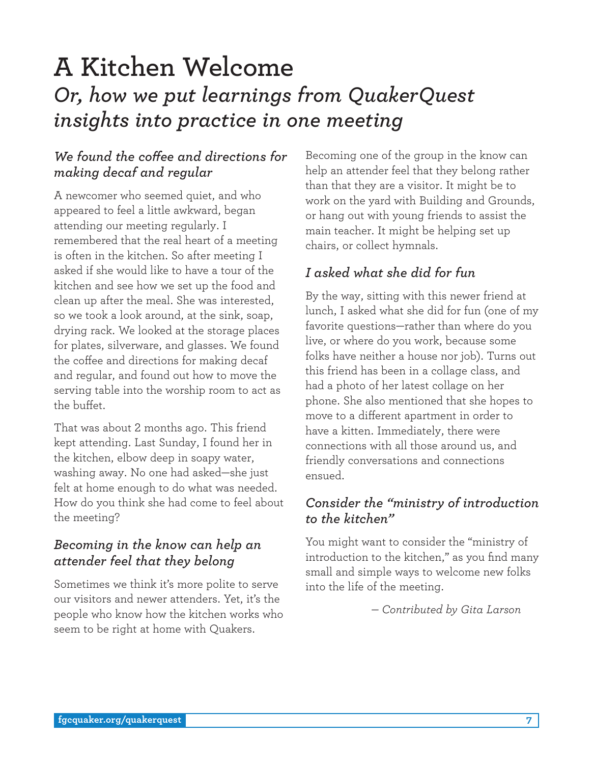# A Kitchen Welcome

## *Or, how we put learnings from QuakerQuest insights into practice in one meeting*

### *We found the coffee and directions for making decaf and regular*

A newcomer who seemed quiet, and who appeared to feel a little awkward, began attending our meeting regularly. I remembered that the real heart of a meeting is often in the kitchen. So after meeting I asked if she would like to have a tour of the kitchen and see how we set up the food and clean up after the meal. She was interested, so we took a look around, at the sink, soap, drying rack. We looked at the storage places for plates, silverware, and glasses. We found the coffee and directions for making decaf and regular, and found out how to move the serving table into the worship room to act as the buffet.

That was about 2 months ago. This friend kept attending. Last Sunday, I found her in the kitchen, elbow deep in soapy water, washing away. No one had asked—she just felt at home enough to do what was needed. How do you think she had come to feel about the meeting?

### *Becoming in the know can help an attender feel that they belong*

Sometimes we think it's more polite to serve our visitors and newer attenders. Yet, it's the people who know how the kitchen works who seem to be right at home with Quakers.

Becoming one of the group in the know can help an attender feel that they belong rather than that they are a visitor. It might be to work on the yard with Building and Grounds, or hang out with young friends to assist the main teacher. It might be helping set up chairs, or collect hymnals.

### *I asked what she did for fun*

By the way, sitting with this newer friend at lunch, I asked what she did for fun (one of my favorite questions—rather than where do you live, or where do you work, because some folks have neither a house nor job). Turns out this friend has been in a collage class, and had a photo of her latest collage on her phone. She also mentioned that she hopes to move to a different apartment in order to have a kitten. Immediately, there were connections with all those around us, and friendly conversations and connections ensued.

### *Consider the "ministry of introduction to the kitchen"*

You might want to consider the "ministry of introduction to the kitchen," as you find many small and simple ways to welcome new folks into the life of the meeting.

*— Contributed by Gita Larson*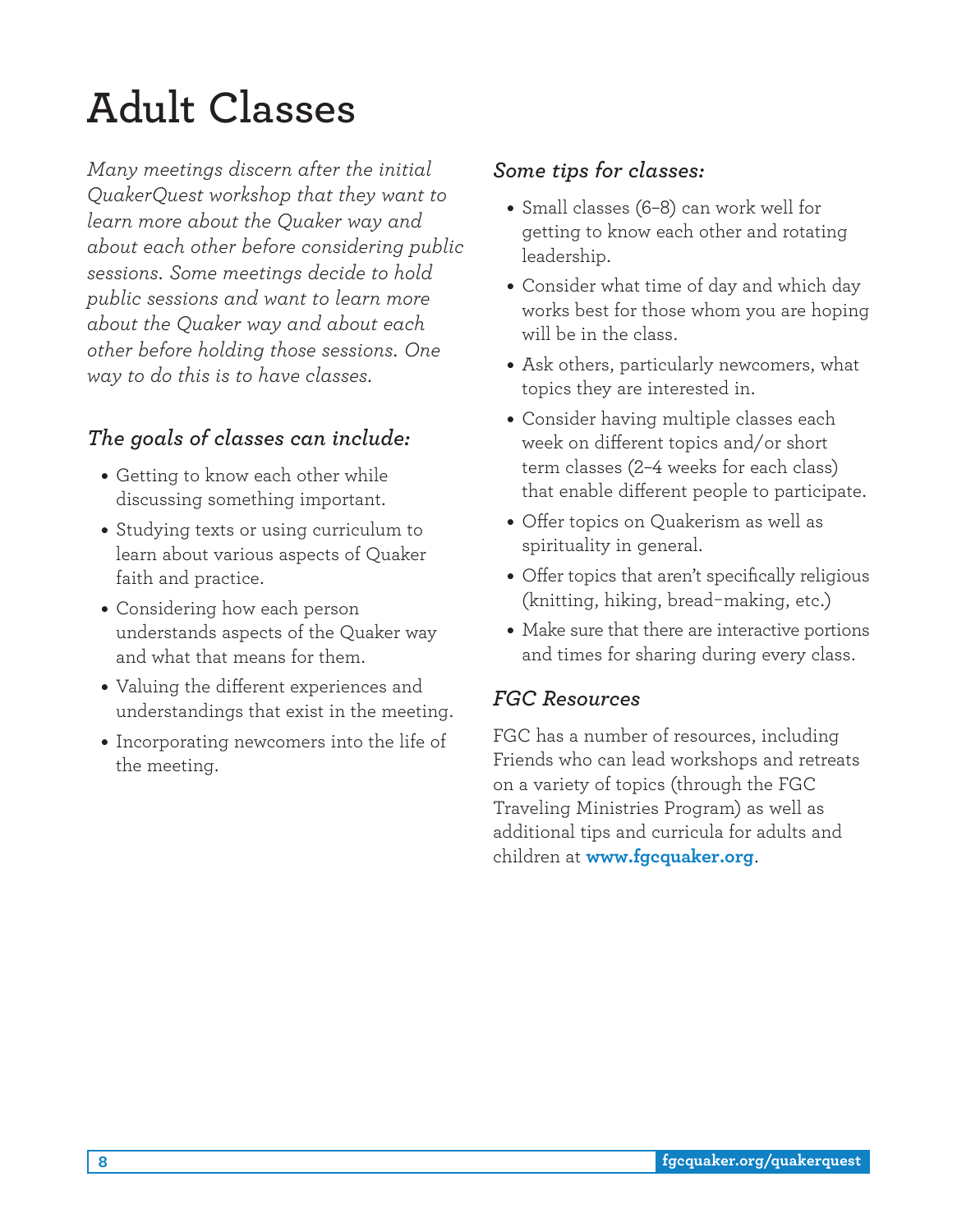# Adult Classes

*Many meetings discern after the initial QuakerQuest workshop that they want to learn more about the Quaker way and about each other before considering public sessions. Some meetings decide to hold public sessions and want to learn more about the Quaker way and about each other before holding those sessions. One way to do this is to have classes.*

### *The goals of classes can include:*

- Getting to know each other while discussing something important.
- Studying texts or using curriculum to learn about various aspects of Quaker faith and practice.
- Considering how each person understands aspects of the Quaker way and what that means for them.
- Valuing the different experiences and understandings that exist in the meeting.
- Incorporating newcomers into the life of the meeting.

### *Some tips for classes:*

- Small classes (6–8) can work well for getting to know each other and rotating leadership.
- Consider what time of day and which day works best for those whom you are hoping will be in the class.
- Ask others, particularly newcomers, what topics they are interested in.
- Consider having multiple classes each week on different topics and/or short term classes (2–4 weeks for each class) that enable different people to participate.
- Offer topics on Quakerism as well as spirituality in general.
- Offer topics that aren't specifically religious (knitting, hiking, bread-making, etc.)
- Make sure that there are interactive portions and times for sharing during every class.

### *FGC Resources*

FGC has a number of resources, including Friends who can lead workshops and retreats on a variety of topics (through the FGC Traveling Ministries Program) as well as additional tips and curricula for adults and children at **www.fgcquaker.org**.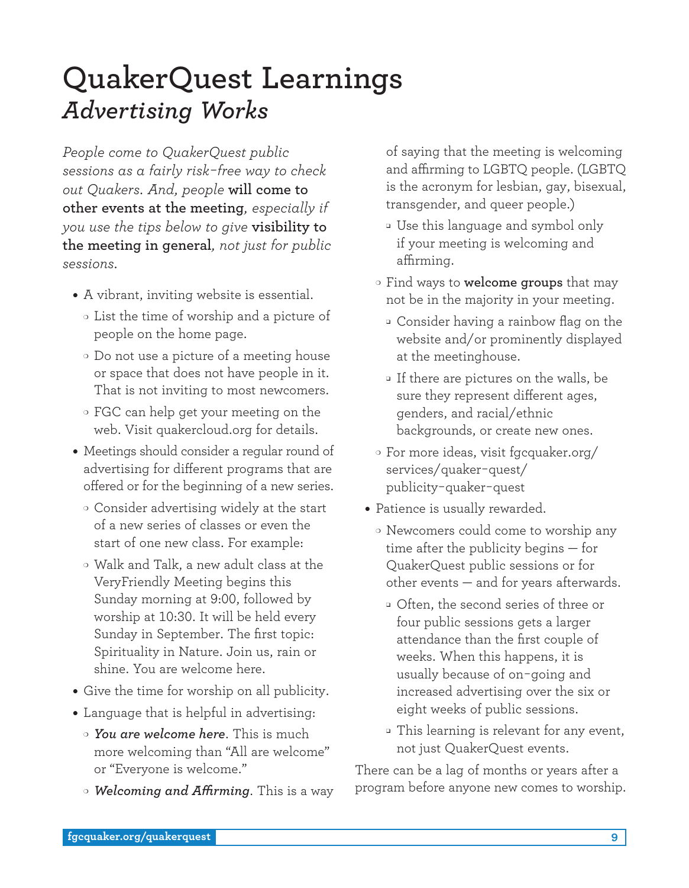# QuakerQuest Learnings
## *Advertising Works*

*People come to QuakerQuest public sessions as a fairly risk-free way to check out Quakers. And, people* **will come to other events at the meeting***, especially if you use the tips below to give* **visibility to the meeting in general***, not just for public sessions.*

- A vibrant, inviting website is essential.
  - List the time of worship and a picture of people on the home page.
  - Do not use a picture of a meeting house or space that does not have people in it. That is not inviting to most newcomers.
  - FGC can help get your meeting on the web. Visit quakercloud.org for details.
- Meetings should consider a regular round of advertising for different programs that are offered or for the beginning of a new series.
  - Consider advertising widely at the start of a new series of classes or even the start of one new class. For example:
  - Walk and Talk, a new adult class at the VeryFriendly Meeting begins this Sunday morning at 9:00, followed by worship at 10:30. It will be held every Sunday in September. The first topic: Spirituality in Nature. Join us, rain or shine. You are welcome here.
- Give the time for worship on all publicity.
- Language that is helpful in advertising:
  - ***You are welcome here***. This is much more welcoming than "All are welcome" or "Everyone is welcome."
  - ***Welcoming and Affirming***. This is a way of saying that the meeting is welcoming and affirming to LGBTQ people. (LGBTQ is the acronym for lesbian, gay, bisexual, transgender, and queer people.)
    - Use this language and symbol only if your meeting is welcoming and affirming.
  - Find ways to **welcome groups** that may not be in the majority in your meeting.
    - Consider having a rainbow flag on the website and/or prominently displayed at the meetinghouse.
    - If there are pictures on the walls, be sure they represent different ages, genders, and racial/ethnic backgrounds, or create new ones.
  - For more ideas, visit fgcquaker.org/services/quaker-quest/publicity-quaker-quest
- Patience is usually rewarded.
  - Newcomers could come to worship any time after the publicity begins — for QuakerQuest public sessions or for other events — and for years afterwards.
    - Often, the second series of three or four public sessions gets a larger attendance than the first couple of weeks. When this happens, it is usually because of on-going and increased advertising over the six or eight weeks of public sessions.
    - This learning is relevant for any event, not just QuakerQuest events.

There can be a lag of months or years after a program before anyone new comes to worship.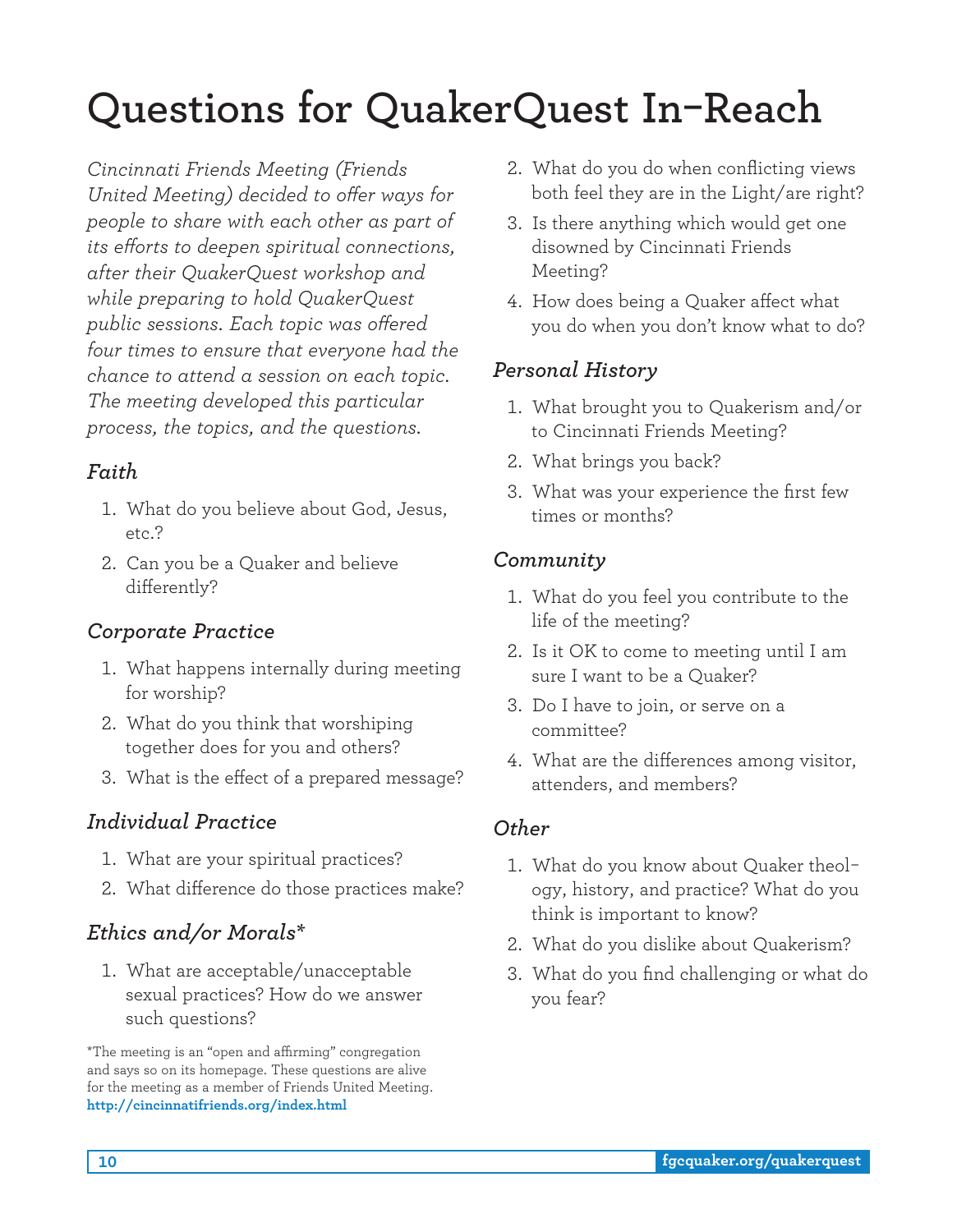# Questions for QuakerQuest In-Reach

*Cincinnati Friends Meeting (Friends United Meeting) decided to offer ways for people to share with each other as part of its efforts to deepen spiritual connections, after their QuakerQuest workshop and while preparing to hold QuakerQuest public sessions. Each topic was offered four times to ensure that everyone had the chance to attend a session on each topic. The meeting developed this particular process, the topics, and the questions.*

### *Faith*

1. What do you believe about God, Jesus, etc.?
2. Can you be a Quaker and believe differently?

### *Corporate Practice*

1. What happens internally during meeting for worship?
2. What do you think that worshiping together does for you and others?
3. What is the effect of a prepared message?

### *Individual Practice*

1. What are your spiritual practices?
2. What difference do those practices make?

### *Ethics and/or Morals**

1. What are acceptable/unacceptable sexual practices? How do we answer such questions?
2. What do you do when conflicting views both feel they are in the Light/are right?
3. Is there anything which would get one disowned by Cincinnati Friends Meeting?
4. How does being a Quaker affect what you do when you don't know what to do?

### *Personal History*

1. What brought you to Quakerism and/or to Cincinnati Friends Meeting?
2. What brings you back?
3. What was your experience the first few times or months?

### *Community*

1. What do you feel you contribute to the life of the meeting?
2. Is it OK to come to meeting until I am sure I want to be a Quaker?
3. Do I have to join, or serve on a committee?
4. What are the differences among visitor, attenders, and members?

### *Other*

1. What do you know about Quaker theology, history, and practice? What do you think is important to know?
2. What do you dislike about Quakerism?
3. What do you find challenging or what do you fear?

*The meeting is an "open and affirming" congregation and says so on its homepage. These questions are alive for the meeting as a member of Friends United Meeting. **http://cincinnatifriends.org/index.html**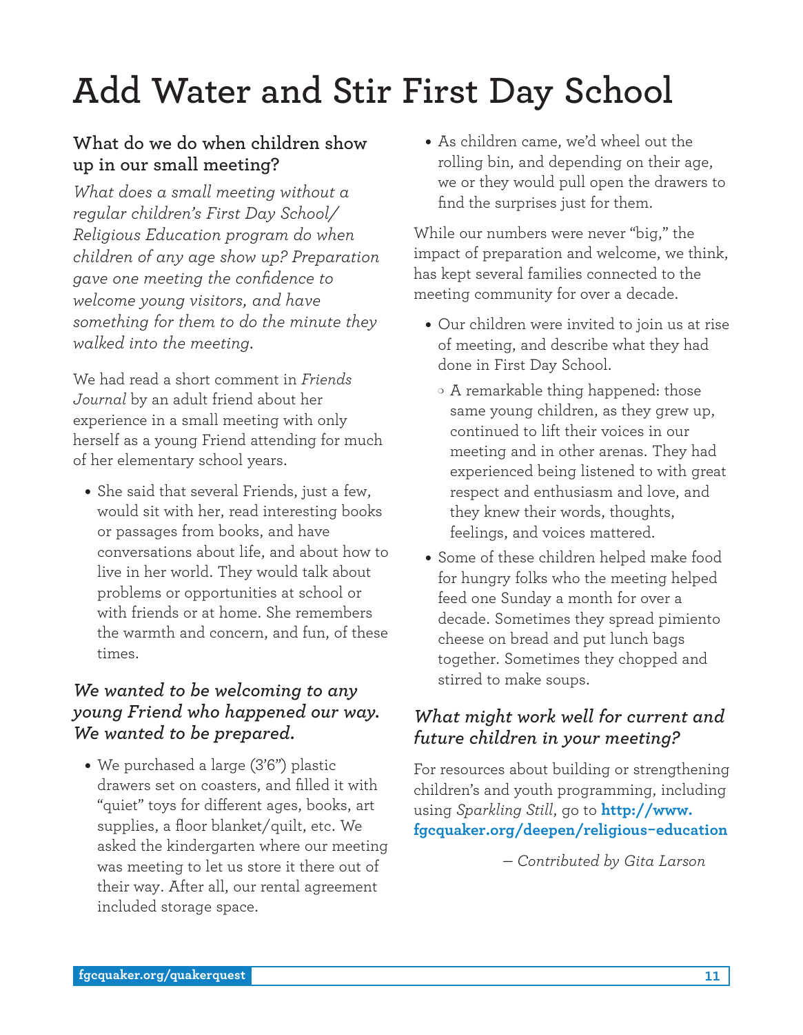# Add Water and Stir First Day School

### What do we do when children show up in our small meeting?

*What does a small meeting without a regular children's First Day School/ Religious Education program do when children of any age show up? Preparation gave one meeting the confidence to welcome young visitors, and have something for them to do the minute they walked into the meeting.*

We had read a short comment in *Friends Journal* by an adult friend about her experience in a small meeting with only herself as a young Friend attending for much of her elementary school years.

- She said that several Friends, just a few, would sit with her, read interesting books or passages from books, and have conversations about life, and about how to live in her world. They would talk about problems or opportunities at school or with friends or at home. She remembers the warmth and concern, and fun, of these times.

### *We wanted to be welcoming to any young Friend who happened our way. We wanted to be prepared.*

- We purchased a large (3'6") plastic drawers set on coasters, and filled it with "quiet" toys for different ages, books, art supplies, a floor blanket/quilt, etc. We asked the kindergarten where our meeting was meeting to let us store it there out of their way. After all, our rental agreement included storage space.
- As children came, we'd wheel out the rolling bin, and depending on their age, we or they would pull open the drawers to find the surprises just for them.

While our numbers were never "big," the impact of preparation and welcome, we think, has kept several families connected to the meeting community for over a decade.

- Our children were invited to join us at rise of meeting, and describe what they had done in First Day School.
  - A remarkable thing happened: those same young children, as they grew up, continued to lift their voices in our meeting and in other arenas. They had experienced being listened to with great respect and enthusiasm and love, and they knew their words, thoughts, feelings, and voices mattered.
- Some of these children helped make food for hungry folks who the meeting helped feed one Sunday a month for over a decade. Sometimes they spread pimiento cheese on bread and put lunch bags together. Sometimes they chopped and stirred to make soups.

### *What might work well for current and future children in your meeting?*

For resources about building or strengthening children's and youth programming, including using *Sparkling Still*, go to **http://www.fgcquaker.org/deepen/religious-education**

*— Contributed by Gita Larson*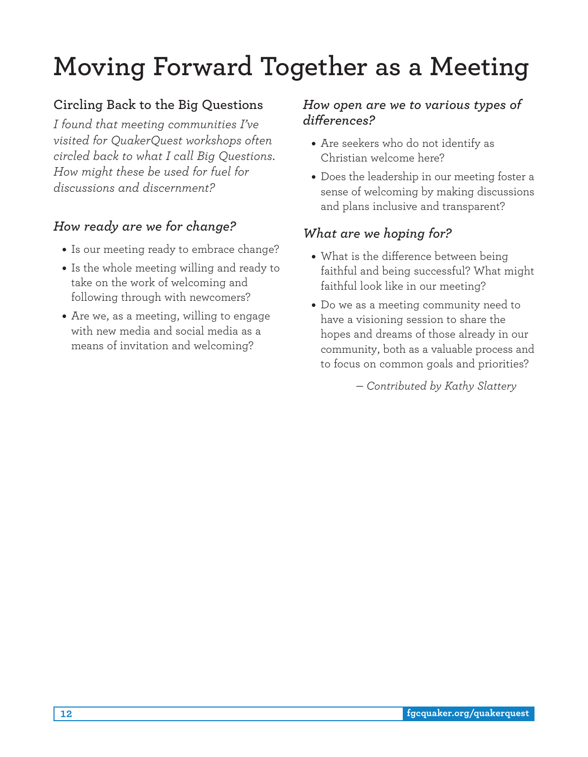# Moving Forward Together as a Meeting

## Circling Back to the Big Questions

*I found that meeting communities I've visited for QuakerQuest workshops often circled back to what I call Big Questions. How might these be used for fuel for discussions and discernment?*

### *How ready are we for change?*

- Is our meeting ready to embrace change?
- Is the whole meeting willing and ready to take on the work of welcoming and following through with newcomers?
- Are we, as a meeting, willing to engage with new media and social media as a means of invitation and welcoming?

### *How open are we to various types of differences?*

- Are seekers who do not identify as Christian welcome here?
- Does the leadership in our meeting foster a sense of welcoming by making discussions and plans inclusive and transparent?

### *What are we hoping for?*

- What is the difference between being faithful and being successful? What might faithful look like in our meeting?
- Do we as a meeting community need to have a visioning session to share the hopes and dreams of those already in our community, both as a valuable process and to focus on common goals and priorities?

*— Contributed by Kathy Slattery*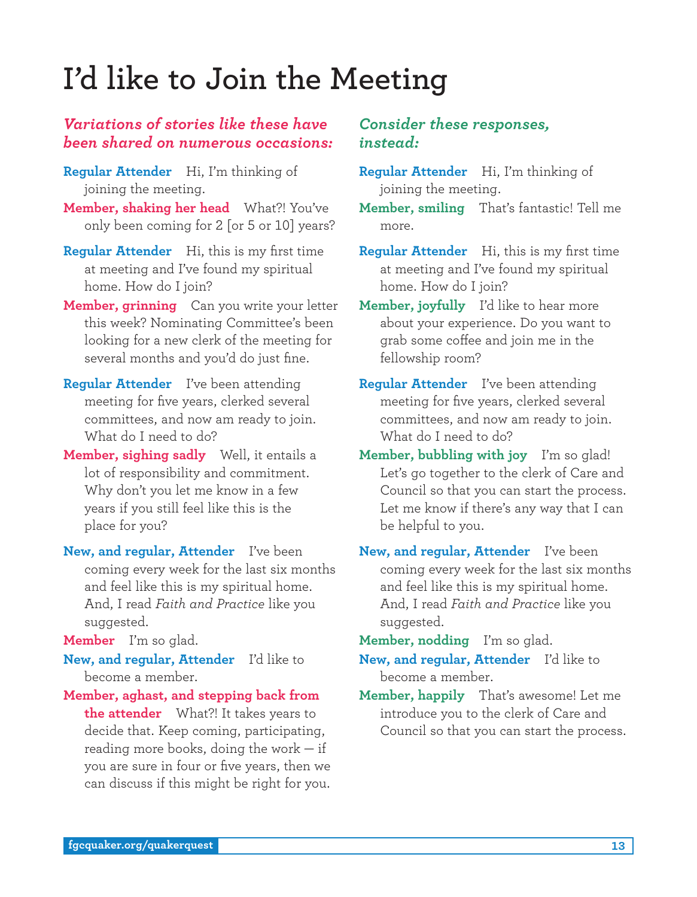# I'd like to Join the Meeting

***Variations of stories like these have been shared on numerous occasions:***

**Regular Attender** Hi, I'm thinking of joining the meeting.

**Member, shaking her head** What?! You've only been coming for 2 [or 5 or 10] years?

**Regular Attender** Hi, this is my first time at meeting and I've found my spiritual home. How do I join?

**Member, grinning** Can you write your letter this week? Nominating Committee's been looking for a new clerk of the meeting for several months and you'd do just fine.

**Regular Attender** I've been attending meeting for five years, clerked several committees, and now am ready to join. What do I need to do?

**Member, sighing sadly** Well, it entails a lot of responsibility and commitment. Why don't you let me know in a few years if you still feel like this is the place for you?

**New, and regular, Attender** I've been coming every week for the last six months and feel like this is my spiritual home. And, I read *Faith and Practice* like you suggested.

**Member** I'm so glad.

**New, and regular, Attender** I'd like to become a member.

**Member, aghast, and stepping back from the attender** What?! It takes years to decide that. Keep coming, participating, reading more books, doing the work — if you are sure in four or five years, then we can discuss if this might be right for you.

***Consider these responses, instead:***

**Regular Attender** Hi, I'm thinking of joining the meeting.

**Member, smiling** That's fantastic! Tell me more.

**Regular Attender** Hi, this is my first time at meeting and I've found my spiritual home. How do I join?

**Member, joyfully** I'd like to hear more about your experience. Do you want to grab some coffee and join me in the fellowship room?

**Regular Attender** I've been attending meeting for five years, clerked several committees, and now am ready to join. What do I need to do?

**Member, bubbling with joy** I'm so glad! Let's go together to the clerk of Care and Council so that you can start the process. Let me know if there's any way that I can be helpful to you.

**New, and regular, Attender** I've been coming every week for the last six months and feel like this is my spiritual home. And, I read *Faith and Practice* like you suggested.

**Member, nodding** I'm so glad.

**New, and regular, Attender** I'd like to become a member.

**Member, happily** That's awesome! Let me introduce you to the clerk of Care and Council so that you can start the process.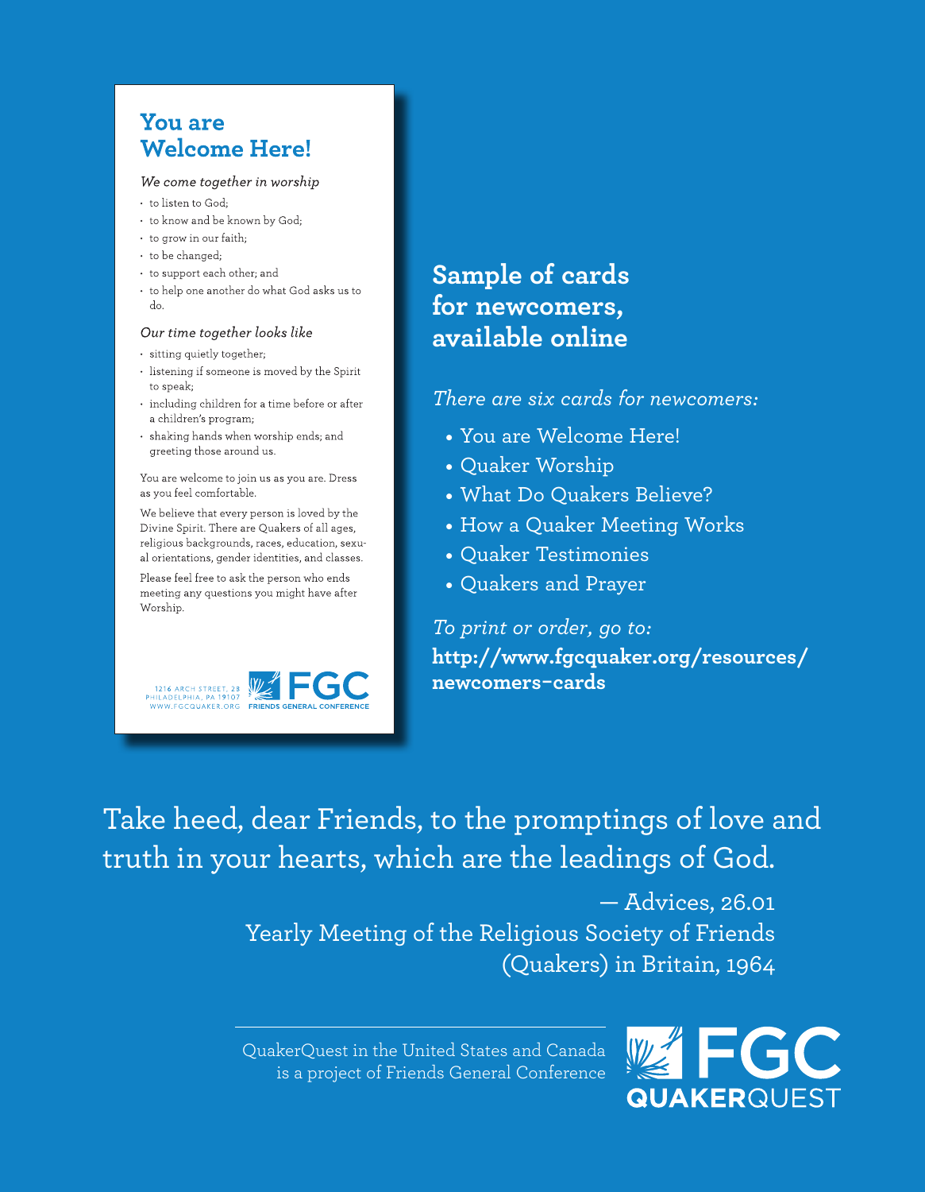## You are Welcome Here!

*We come together in worship*

- to listen to God;
- to know and be known by God;
- to grow in our faith;
- to be changed;
- to support each other; and
- to help one another do what God asks us to do.

*Our time together looks like*

- sitting quietly together;
- listening if someone is moved by the Spirit to speak;
- including children for a time before or after a children's program;
- shaking hands when worship ends; and greeting those around us.

You are welcome to join us as you are. Dress as you feel comfortable.

We believe that every person is loved by the Divine Spirit. There are Quakers of all ages, religious backgrounds, races, education, sexual orientations, gender identities, and classes.

Please feel free to ask the person who ends meeting any questions you might have after Worship.

1216 ARCH STREET, 2B
PHILADELPHIA, PA 19107
WWW.FGCQUAKER.ORG

FGC
FRIENDS GENERAL CONFERENCE

## Sample of cards for newcomers, available online

*There are six cards for newcomers:*

- You are Welcome Here!
- Quaker Worship
- What Do Quakers Believe?
- How a Quaker Meeting Works
- Quaker Testimonies
- Quakers and Prayer

*To print or order, go to:*
**http://www.fgcquaker.org/resources/newcomers-cards**

Take heed, dear Friends, to the promptings of love and truth in your hearts, which are the leadings of God.

— Advices, 26.01
Yearly Meeting of the Religious Society of Friends (Quakers) in Britain, 1964

QuakerQuest in the United States and Canada is a project of Friends General Conference

FGC QUAKERQUEST